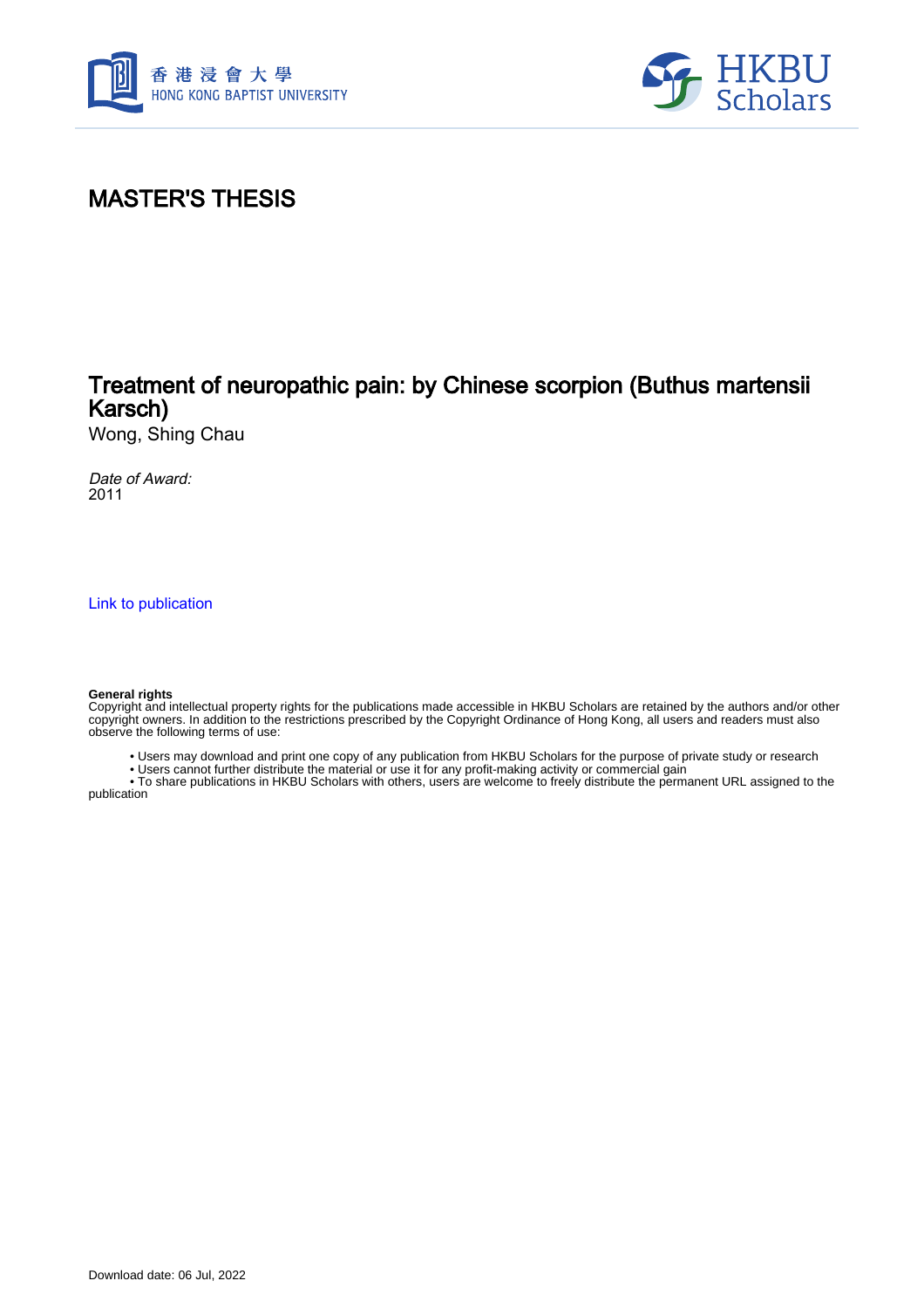# MASTER'S THESIS

## Treatment of neuropathic pain: by Chinese scorpion (Buthus martensii Karsch)

Wong, Shing Chau

*Date of Award:*
2011

Link to publication

**General rights**
Copyright and intellectual property rights for the publications made accessible in HKBU Scholars are retained by the authors and/or other copyright owners. In addition to the restrictions prescribed by the Copyright Ordinance of Hong Kong, all users and readers must also observe the following terms of use:

- Users may download and print one copy of any publication from HKBU Scholars for the purpose of private study or research
- Users cannot further distribute the material or use it for any profit-making activity or commercial gain
- To share publications in HKBU Scholars with others, users are welcome to freely distribute the permanent URL assigned to the publication

Download date: 06 Jul, 2022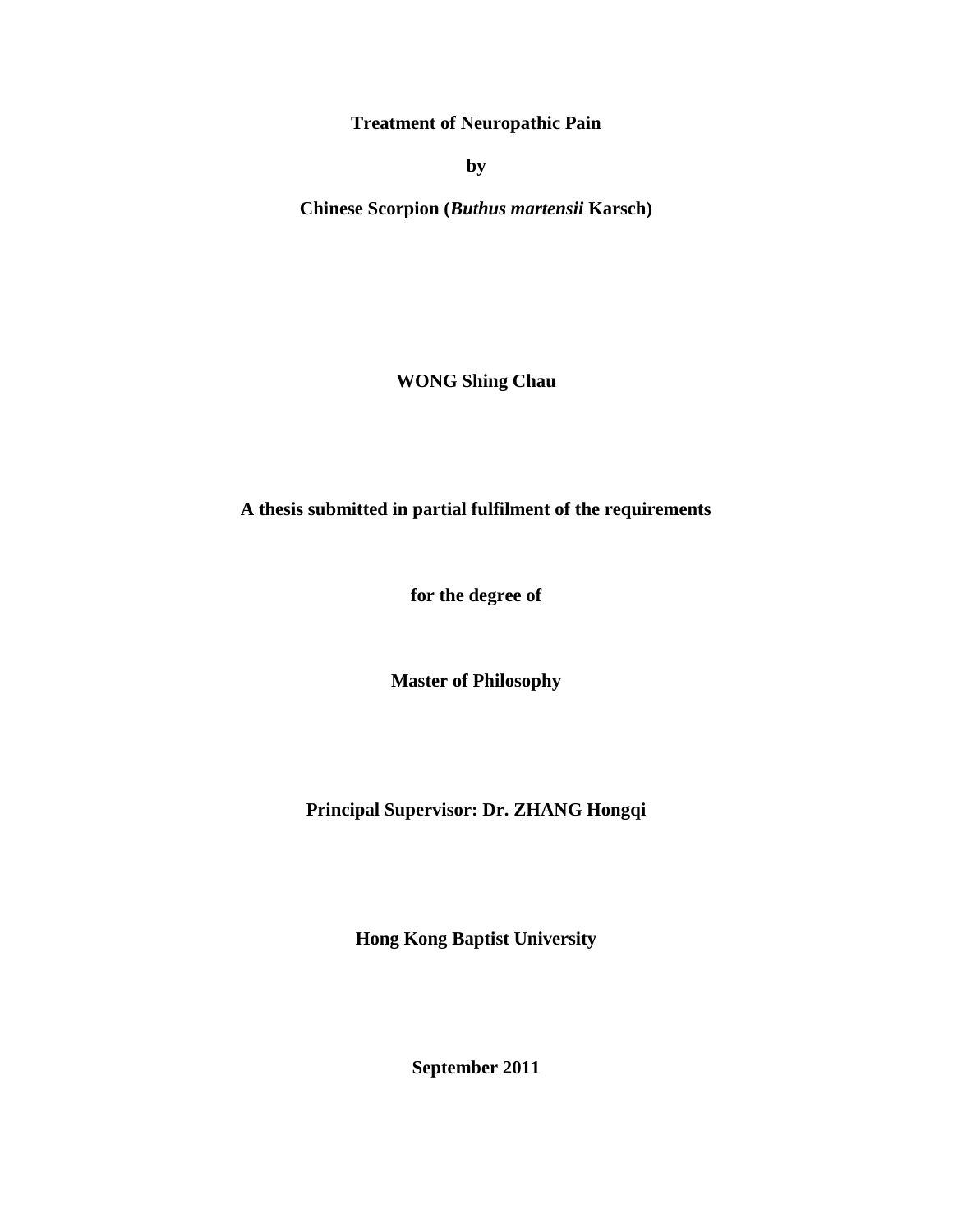**Treatment of Neuropathic Pain**

**by**

**Chinese Scorpion (*Buthus martensii* Karsch)**

**WONG Shing Chau**

**A thesis submitted in partial fulfilment of the requirements**

**for the degree of**

**Master of Philosophy**

**Principal Supervisor: Dr. ZHANG Hongqi**

**Hong Kong Baptist University**

**September 2011**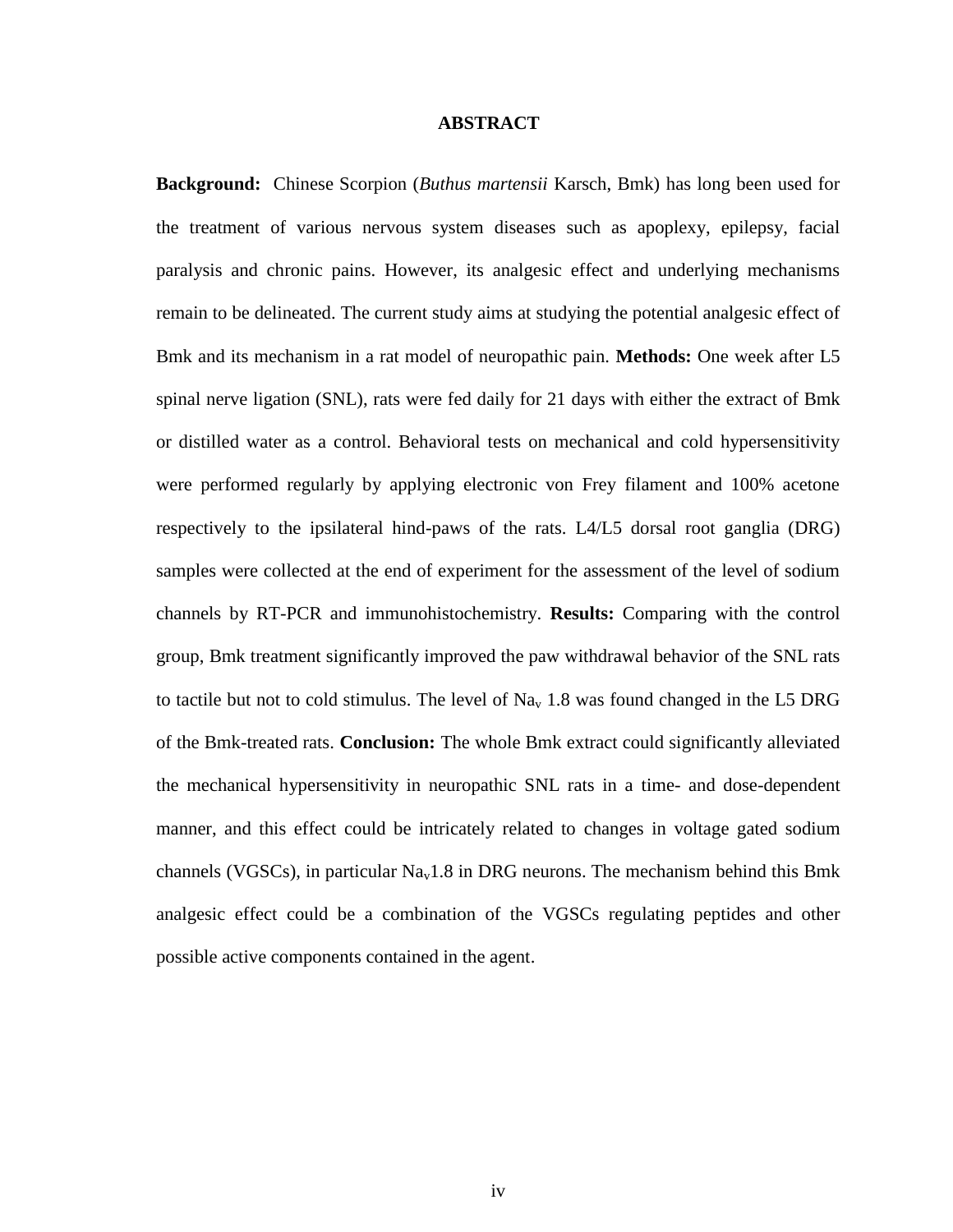# ABSTRACT

**Background:** Chinese Scorpion (*Buthus martensii* Karsch, Bmk) has long been used for the treatment of various nervous system diseases such as apoplexy, epilepsy, facial paralysis and chronic pains. However, its analgesic effect and underlying mechanisms remain to be delineated. The current study aims at studying the potential analgesic effect of Bmk and its mechanism in a rat model of neuropathic pain. **Methods:** One week after L5 spinal nerve ligation (SNL), rats were fed daily for 21 days with either the extract of Bmk or distilled water as a control. Behavioral tests on mechanical and cold hypersensitivity were performed regularly by applying electronic von Frey filament and 100% acetone respectively to the ipsilateral hind-paws of the rats. L4/L5 dorsal root ganglia (DRG) samples were collected at the end of experiment for the assessment of the level of sodium channels by RT-PCR and immunohistochemistry. **Results:** Comparing with the control group, Bmk treatment significantly improved the paw withdrawal behavior of the SNL rats to tactile but not to cold stimulus. The level of $Na_v$ 1.8 was found changed in the L5 DRG of the Bmk-treated rats. **Conclusion:** The whole Bmk extract could significantly alleviated the mechanical hypersensitivity in neuropathic SNL rats in a time- and dose-dependent manner, and this effect could be intricately related to changes in voltage gated sodium channels (VGSCs), in particular $Na_v$1.8 in DRG neurons. The mechanism behind this Bmk analgesic effect could be a combination of the VGSCs regulating peptides and other possible active components contained in the agent.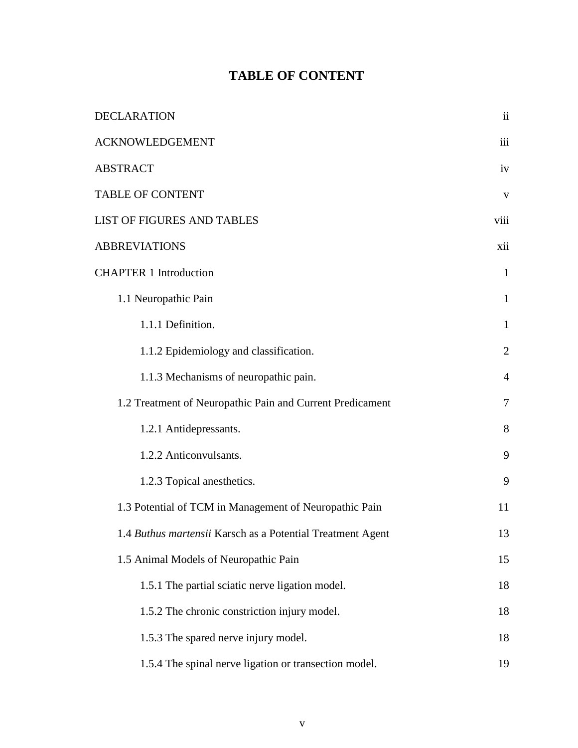# TABLE OF CONTENT

| | |
|---|---|
| DECLARATION | ii |
| ACKNOWLEDGEMENT | iii |
| ABSTRACT | iv |
| TABLE OF CONTENT | v |
| LIST OF FIGURES AND TABLES | viii |
| ABBREVIATIONS | xii |
| CHAPTER 1 Introduction | 1 |
| 1.1 Neuropathic Pain | 1 |
| 1.1.1 Definition. | 1 |
| 1.1.2 Epidemiology and classification. | 2 |
| 1.1.3 Mechanisms of neuropathic pain. | 4 |
| 1.2 Treatment of Neuropathic Pain and Current Predicament | 7 |
| 1.2.1 Antidepressants. | 8 |
| 1.2.2 Anticonvulsants. | 9 |
| 1.2.3 Topical anesthetics. | 9 |
| 1.3 Potential of TCM in Management of Neuropathic Pain | 11 |
| 1.4 *Buthus martensii* Karsch as a Potential Treatment Agent | 13 |
| 1.5 Animal Models of Neuropathic Pain | 15 |
| 1.5.1 The partial sciatic nerve ligation model. | 18 |
| 1.5.2 The chronic constriction injury model. | 18 |
| 1.5.3 The spared nerve injury model. | 18 |
| 1.5.4 The spinal nerve ligation or transection model. | 19 |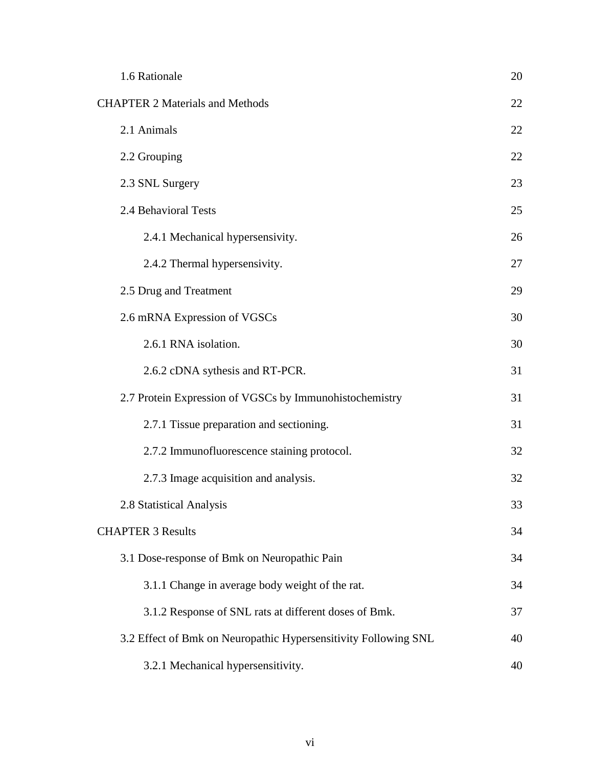| | |
|---|---|
| 1.6 Rationale | 20 |
| CHAPTER 2 Materials and Methods | 22 |
| 2.1 Animals | 22 |
| 2.2 Grouping | 22 |
| 2.3 SNL Surgery | 23 |
| 2.4 Behavioral Tests | 25 |
| 2.4.1 Mechanical hypersensivity. | 26 |
| 2.4.2 Thermal hypersensivity. | 27 |
| 2.5 Drug and Treatment | 29 |
| 2.6 mRNA Expression of VGSCs | 30 |
| 2.6.1 RNA isolation. | 30 |
| 2.6.2 cDNA sythesis and RT-PCR. | 31 |
| 2.7 Protein Expression of VGSCs by Immunohistochemistry | 31 |
| 2.7.1 Tissue preparation and sectioning. | 31 |
| 2.7.2 Immunofluorescence staining protocol. | 32 |
| 2.7.3 Image acquisition and analysis. | 32 |
| 2.8 Statistical Analysis | 33 |
| CHAPTER 3 Results | 34 |
| 3.1 Dose-response of Bmk on Neuropathic Pain | 34 |
| 3.1.1 Change in average body weight of the rat. | 34 |
| 3.1.2 Response of SNL rats at different doses of Bmk. | 37 |
| 3.2 Effect of Bmk on Neuropathic Hypersensitivity Following SNL | 40 |
| 3.2.1 Mechanical hypersensitivity. | 40 |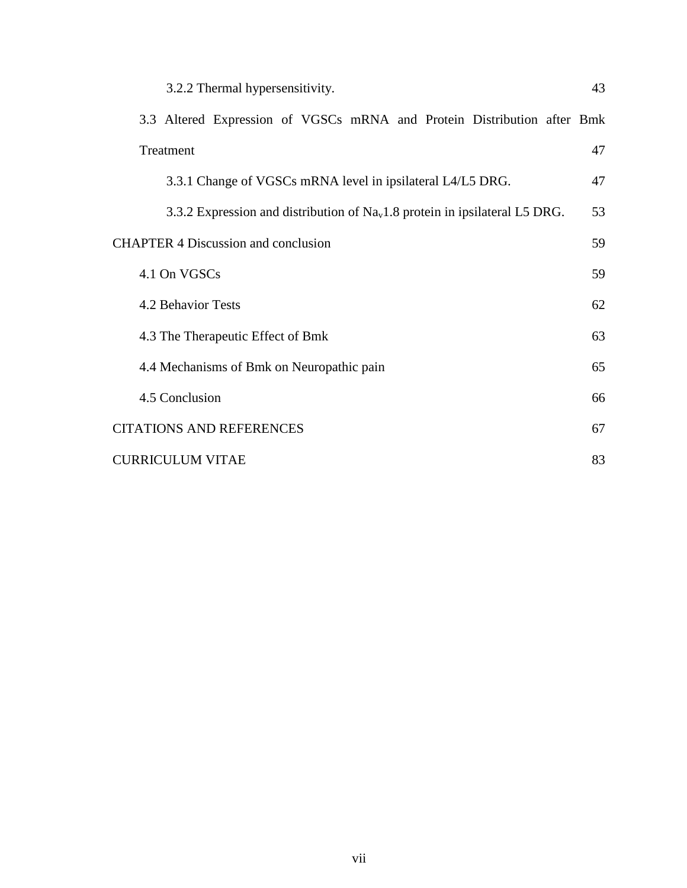3.2.2 Thermal hypersensitivity. 43

3.3 Altered Expression of VGSCs mRNA and Protein Distribution after Bmk Treatment 47

3.3.1 Change of VGSCs mRNA level in ipsilateral L4/L5 DRG. 47

3.3.2 Expression and distribution of $Na_v1.8$ protein in ipsilateral L5 DRG. 53

CHAPTER 4 Discussion and conclusion 59

4.1 On VGSCs 59

4.2 Behavior Tests 62

4.3 The Therapeutic Effect of Bmk 63

4.4 Mechanisms of Bmk on Neuropathic pain 65

4.5 Conclusion 66

CITATIONS AND REFERENCES 67

CURRICULUM VITAE 83